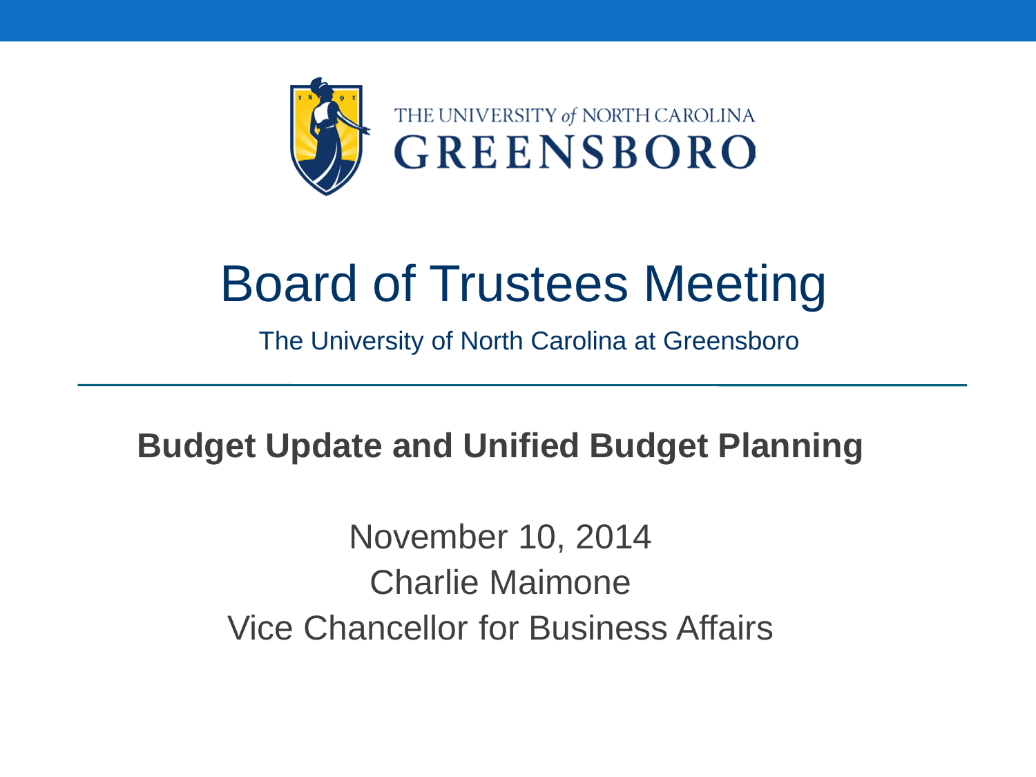THE UNIVERSITY *of* NORTH CAROLINA
GREENSBORO

# Board of Trustees Meeting

The University of North Carolina at Greensboro

## Budget Update and Unified Budget Planning

November 10, 2014
Charlie Maimone
Vice Chancellor for Business Affairs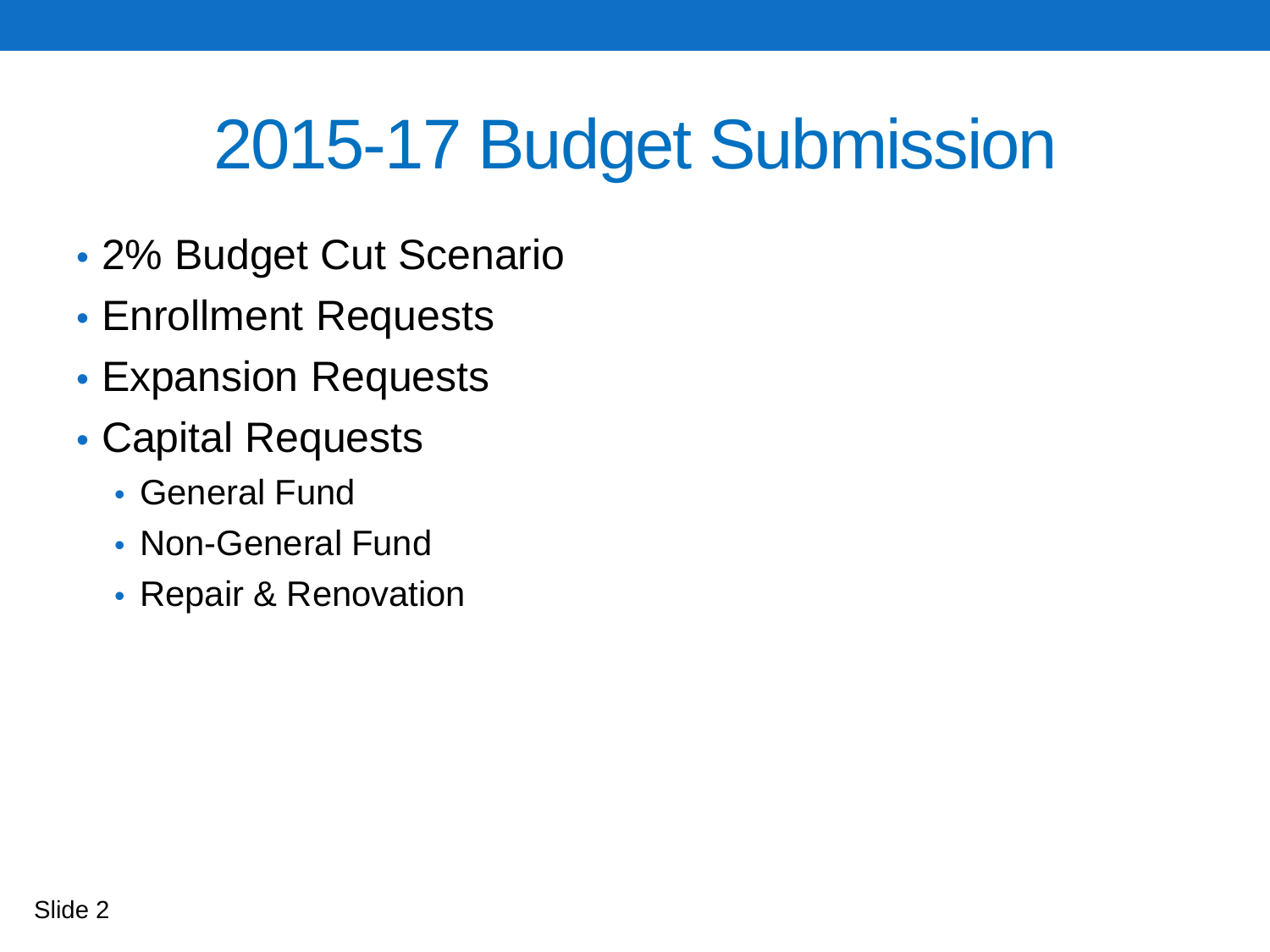# 2015-17 Budget Submission

- 2% Budget Cut Scenario
- Enrollment Requests
- Expansion Requests
- Capital Requests
  - General Fund
  - Non-General Fund
  - Repair & Renovation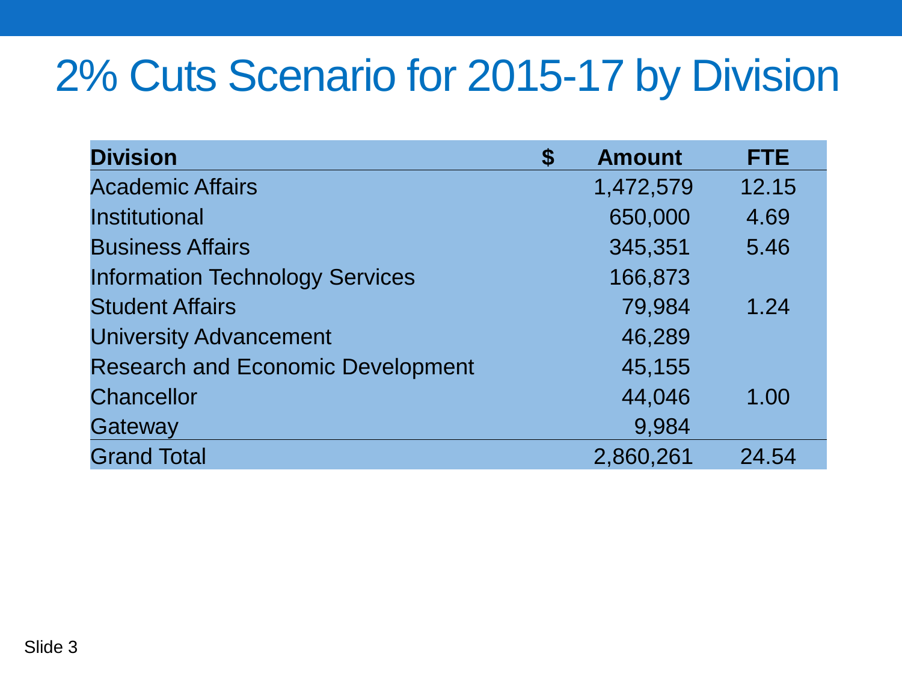# 2% Cuts Scenario for 2015-17 by Division

| Division | $ Amount | FTE |
|---|---|---|
| Academic Affairs | 1,472,579 | 12.15 |
| Institutional | 650,000 | 4.69 |
| Business Affairs | 345,351 | 5.46 |
| Information Technology Services | 166,873 | |
| Student Affairs | 79,984 | 1.24 |
| University Advancement | 46,289 | |
| Research and Economic Development | 45,155 | |
| Chancellor | 44,046 | 1.00 |
| Gateway | 9,984 | |
| Grand Total | 2,860,261 | 24.54 |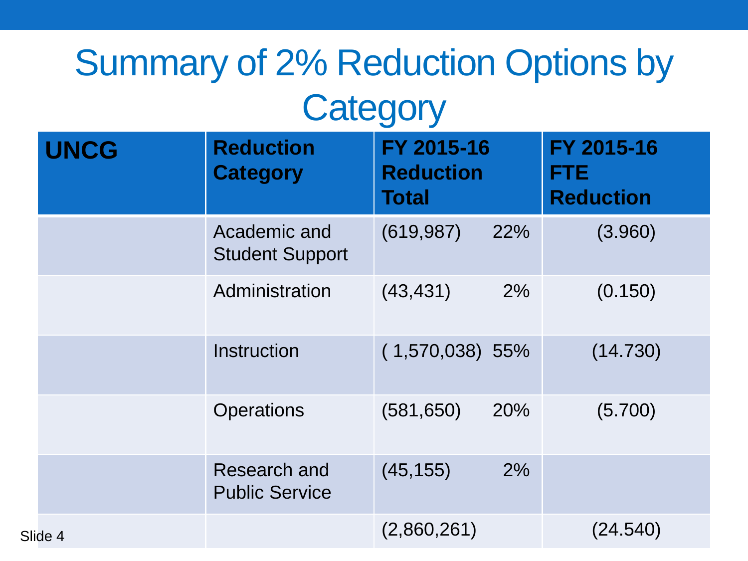# Summary of 2% Reduction Options by Category

| UNCG | Reduction Category | FY 2015-16 Reduction Total | | FY 2015-16 FTE Reduction |
|---|---|---|---|---|
| | Academic and Student Support | (619,987) | 22% | (3.960) |
| | Administration | (43,431) | 2% | (0.150) |
| | Instruction | ( 1,570,038) | 55% | (14.730) |
| | Operations | (581,650) | 20% | (5.700) |
| | Research and Public Service | (45,155) | 2% | |
| | | (2,860,261) | | (24.540) |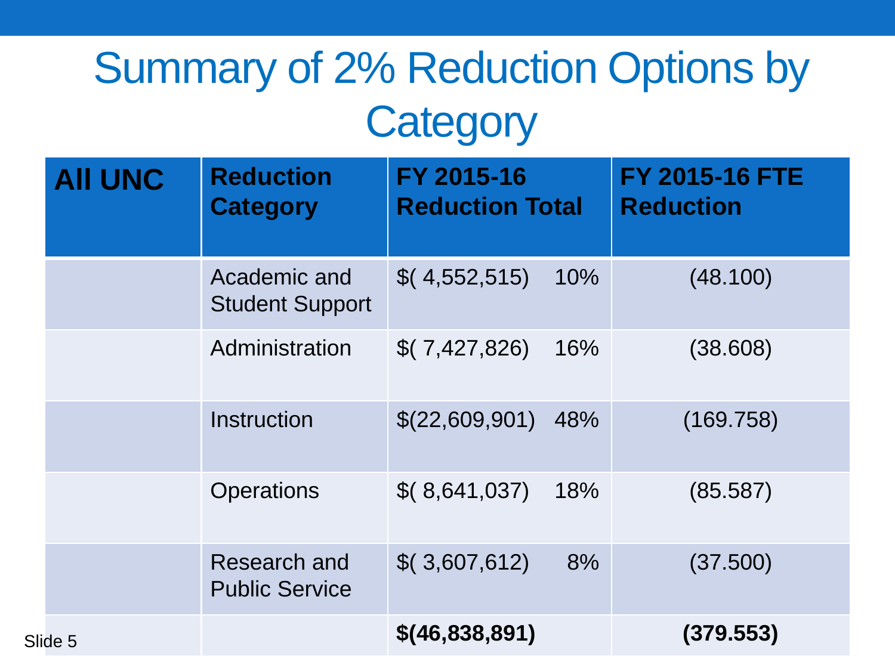# Summary of 2% Reduction Options by Category

| All UNC | Reduction Category | FY 2015-16 Reduction Total | | FY 2015-16 FTE Reduction |
|---|---|---|---|---|
| | Academic and Student Support | $( 4,552,515) | 10% | (48.100) |
| | Administration | $( 7,427,826) | 16% | (38.608) |
| | Instruction | $(22,609,901) | 48% | (169.758) |
| | Operations | $( 8,641,037) | 18% | (85.587) |
| | Research and Public Service | $( 3,607,612) | 8% | (37.500) |
| | | **$(46,838,891)** | | **(379.553)** |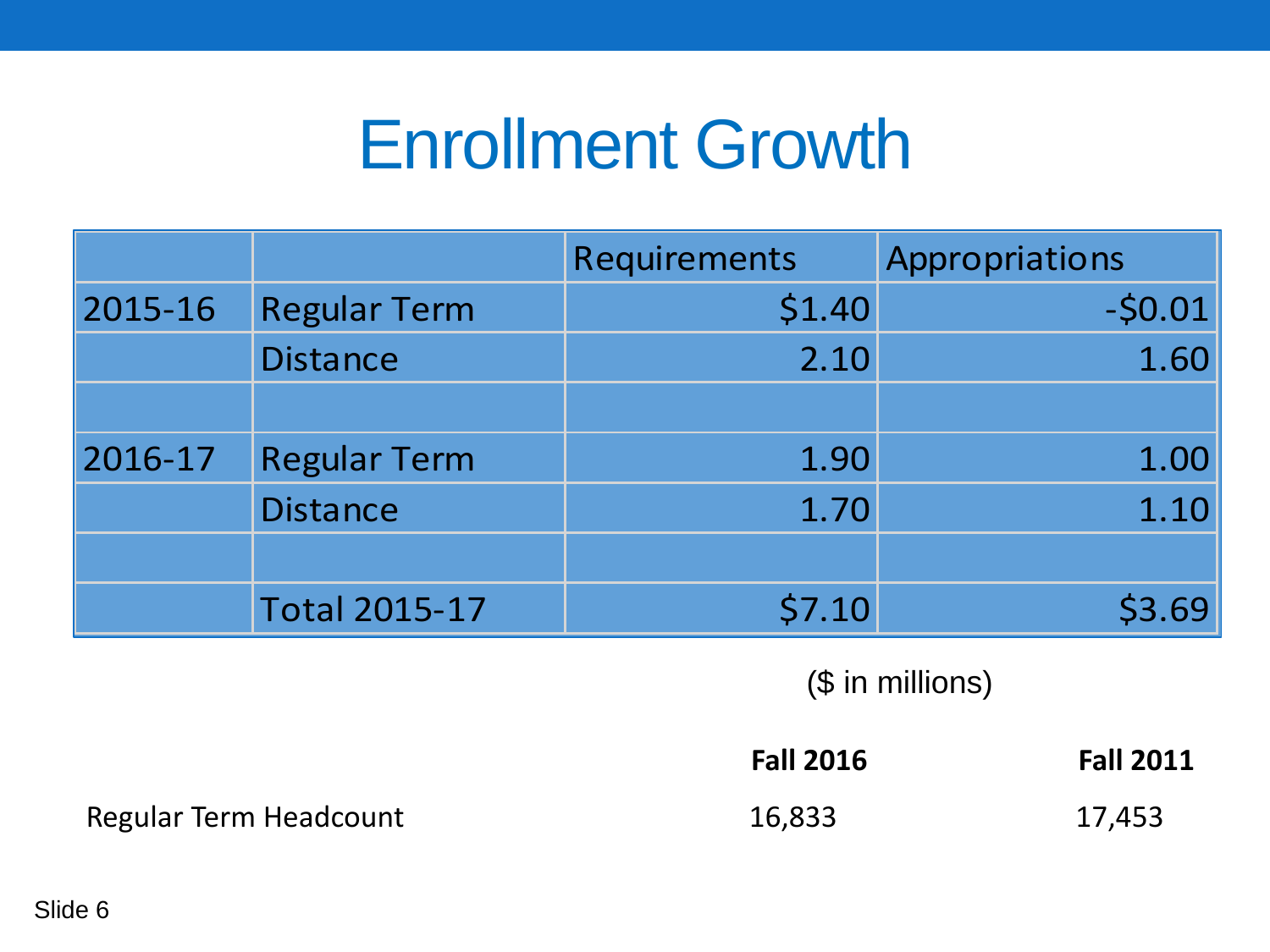# Enrollment Growth

| | | Requirements | Appropriations |
|---|---|---|---|
| 2015-16 | Regular Term | $1.40 | -$0.01 |
| | Distance | 2.10 | 1.60 |
| | | | |
| 2016-17 | Regular Term | 1.90 | 1.00 |
| | Distance | 1.70 | 1.10 |
| | | | |
| | Total 2015-17 | $7.10 | $3.69 |

($ in millions)

| | **Fall 2016** | **Fall 2011** |
|---|---|---|
| Regular Term Headcount | 16,833 | 17,453 |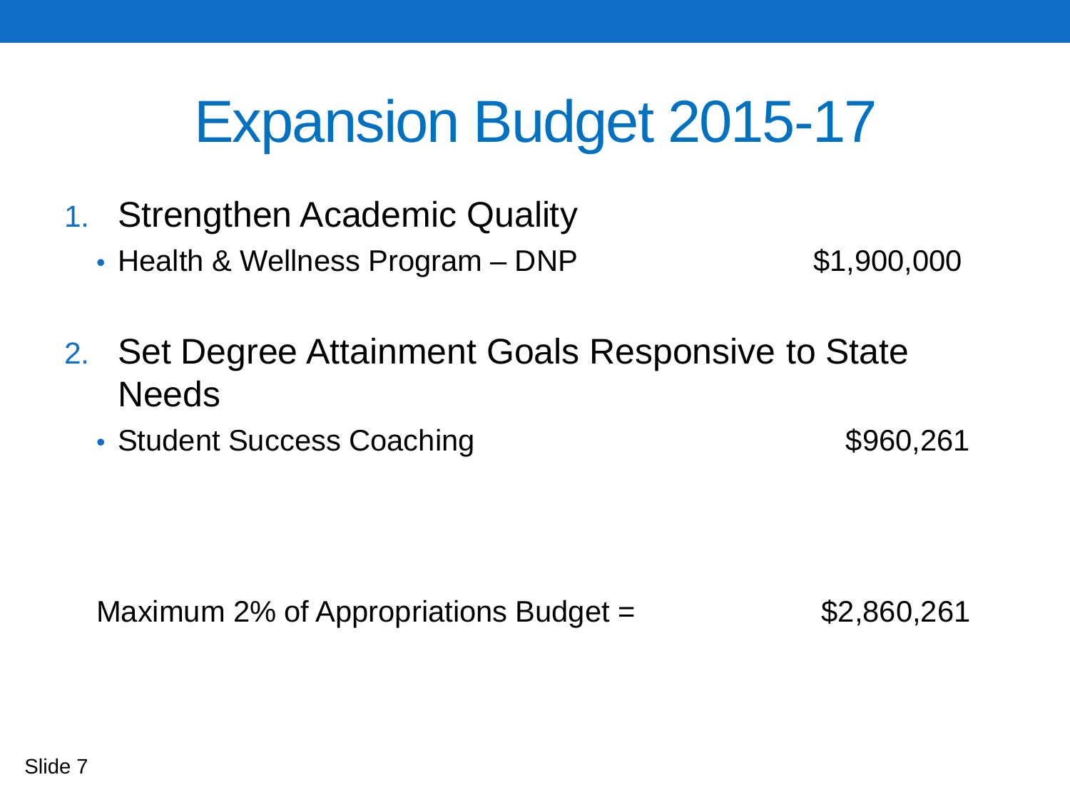# Expansion Budget 2015-17

1. Strengthen Academic Quality
   - Health & Wellness Program – DNP $1,900,000

2. Set Degree Attainment Goals Responsive to State Needs
   - Student Success Coaching $960,261

Maximum 2% of Appropriations Budget = $2,860,261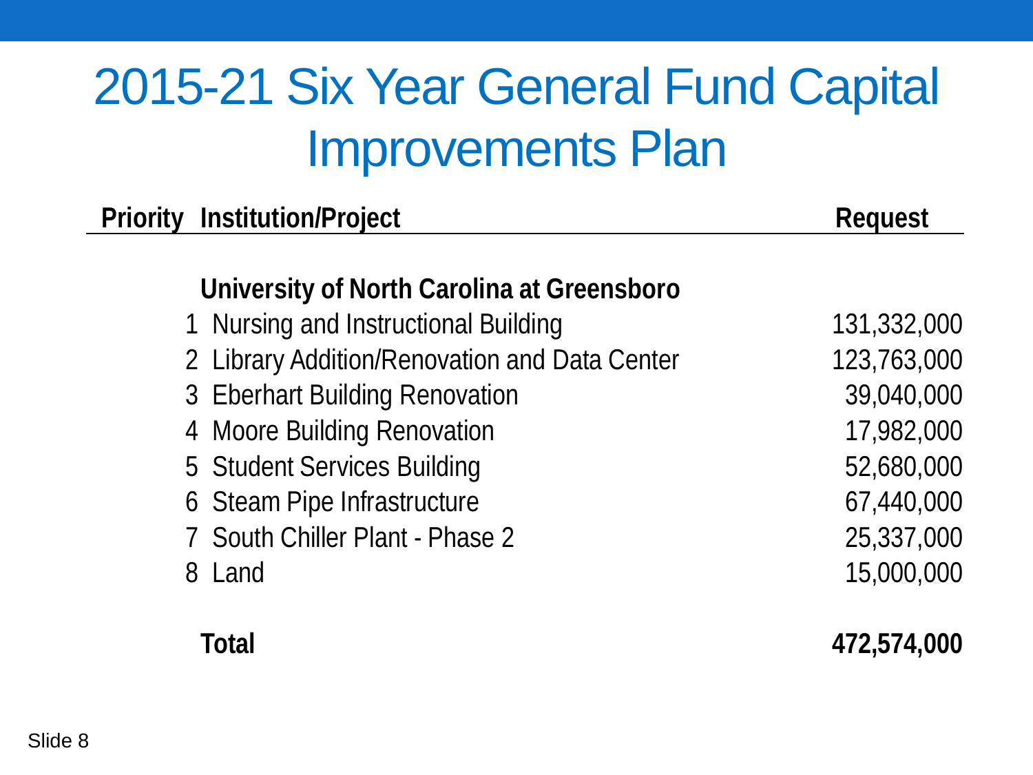# 2015-21 Six Year General Fund Capital Improvements Plan

| Priority | Institution/Project | Request |
|---|---|---|
| | **University of North Carolina at Greensboro** | |
| 1 | Nursing and Instructional Building | 131,332,000 |
| 2 | Library Addition/Renovation and Data Center | 123,763,000 |
| 3 | Eberhart Building Renovation | 39,040,000 |
| 4 | Moore Building Renovation | 17,982,000 |
| 5 | Student Services Building | 52,680,000 |
| 6 | Steam Pipe Infrastructure | 67,440,000 |
| 7 | South Chiller Plant - Phase 2 | 25,337,000 |
| 8 | Land | 15,000,000 |
| | **Total** | **472,574,000** |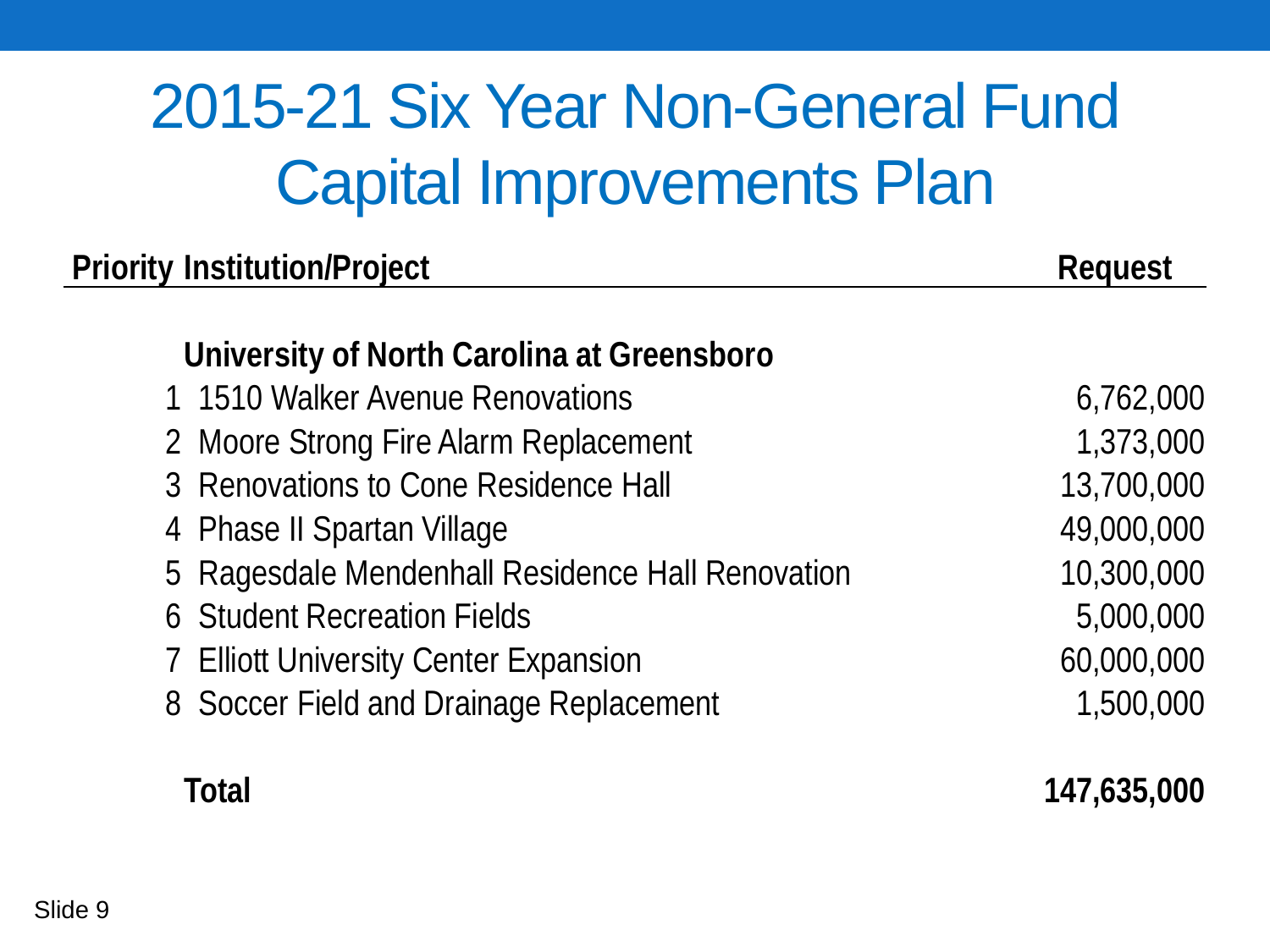# 2015-21 Six Year Non-General Fund Capital Improvements Plan

| Priority | Institution/Project | Request |
|---|---|---|
| | **University of North Carolina at Greensboro** | |
| 1 | 1510 Walker Avenue Renovations | 6,762,000 |
| 2 | Moore Strong Fire Alarm Replacement | 1,373,000 |
| 3 | Renovations to Cone Residence Hall | 13,700,000 |
| 4 | Phase II Spartan Village | 49,000,000 |
| 5 | Ragesdale Mendenhall Residence Hall Renovation | 10,300,000 |
| 6 | Student Recreation Fields | 5,000,000 |
| 7 | Elliott University Center Expansion | 60,000,000 |
| 8 | Soccer Field and Drainage Replacement | 1,500,000 |
| | **Total** | **147,635,000** |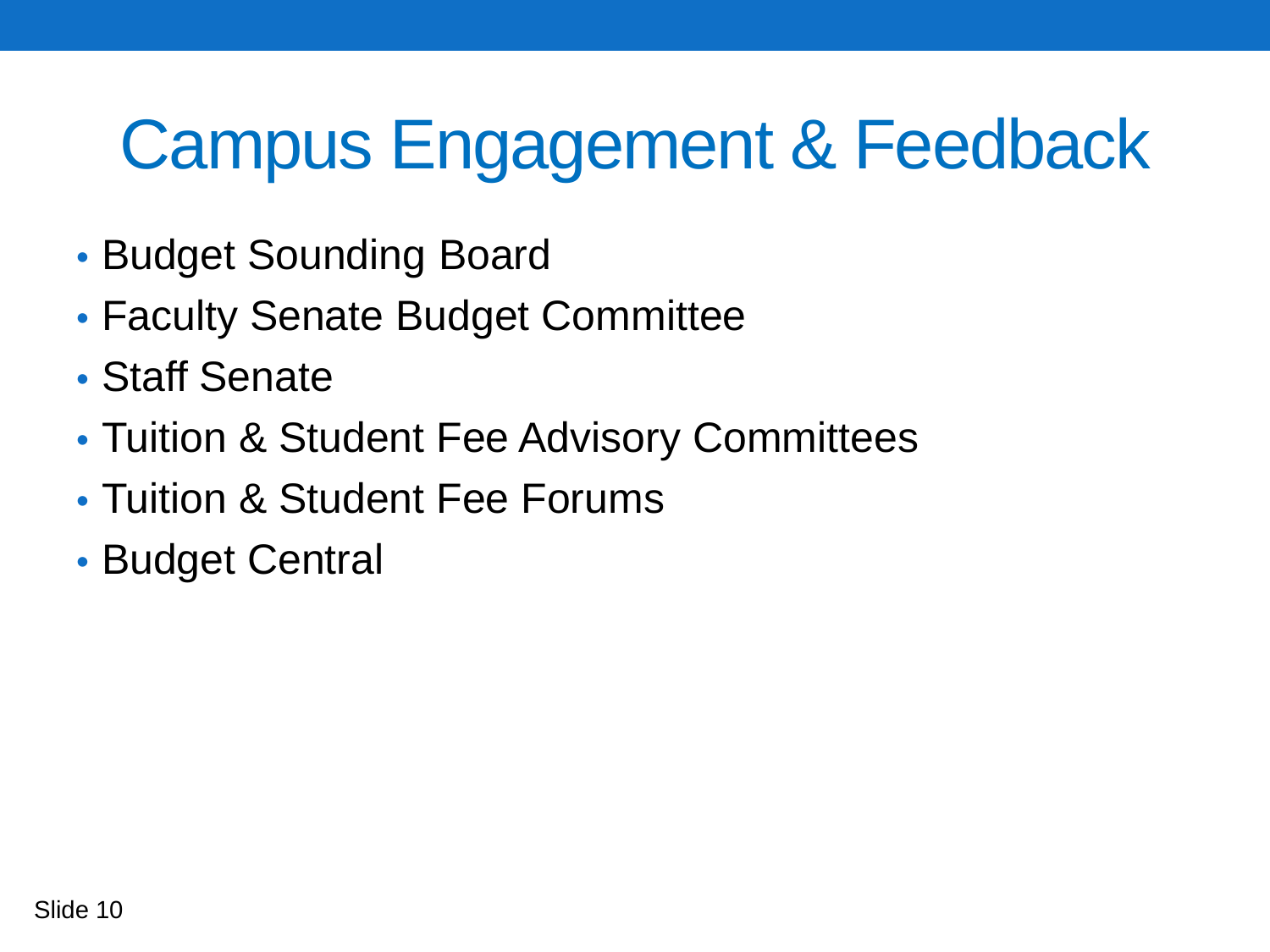# Campus Engagement & Feedback

- Budget Sounding Board
- Faculty Senate Budget Committee
- Staff Senate
- Tuition & Student Fee Advisory Committees
- Tuition & Student Fee Forums
- Budget Central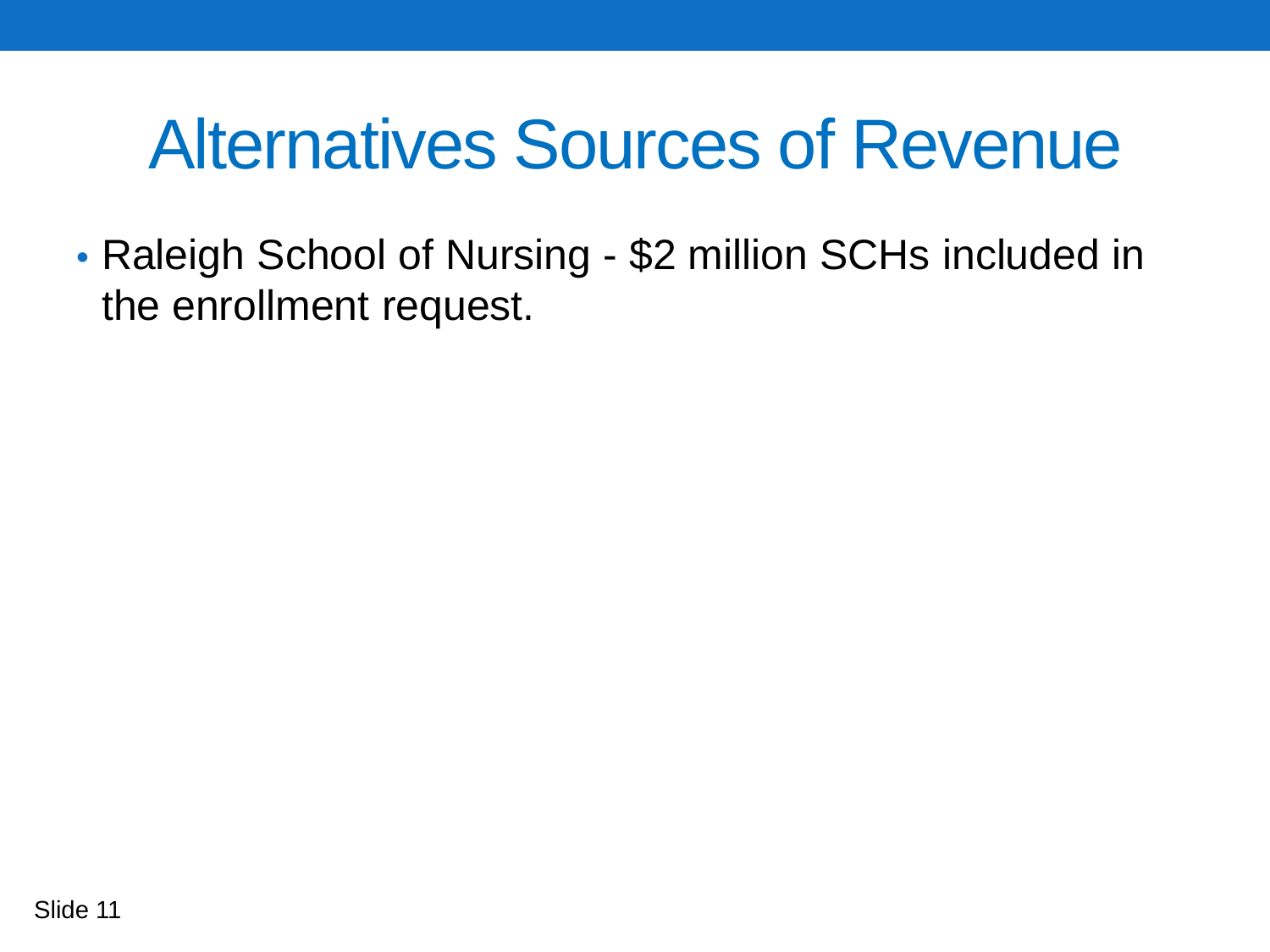# Alternatives Sources of Revenue

- Raleigh School of Nursing - $2 million SCHs included in the enrollment request.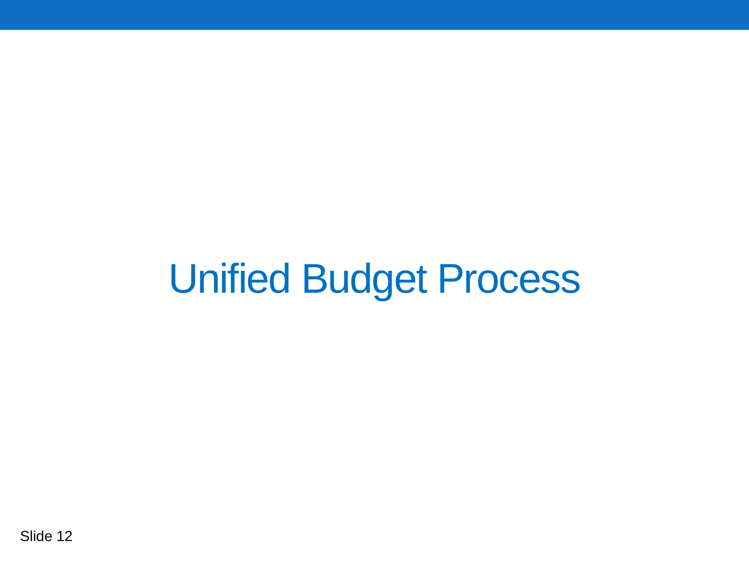# Unified Budget Process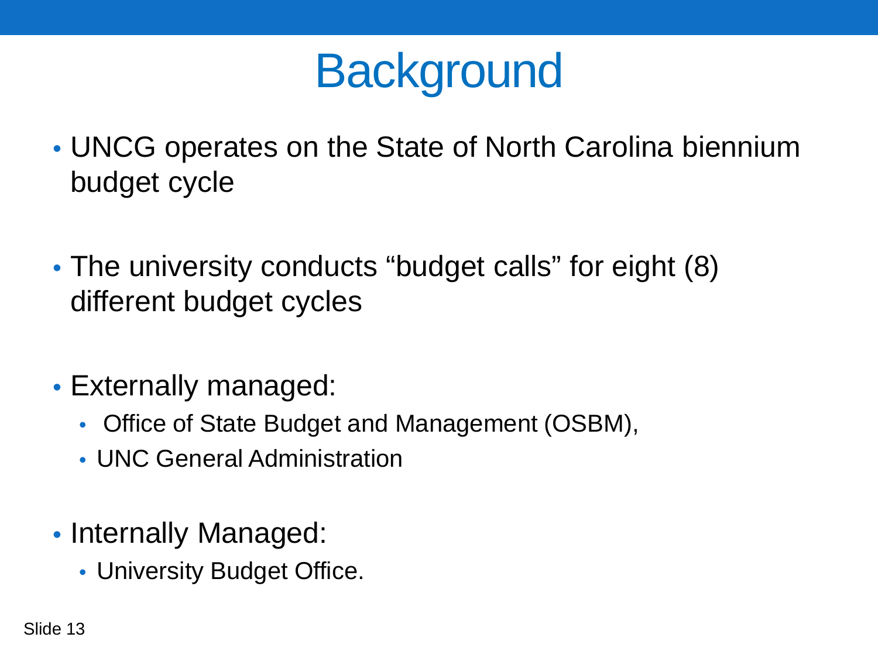# Background

- UNCG operates on the State of North Carolina biennium budget cycle

- The university conducts “budget calls” for eight (8) different budget cycles

- Externally managed:
  - Office of State Budget and Management (OSBM),
  - UNC General Administration

- Internally Managed:
  - University Budget Office.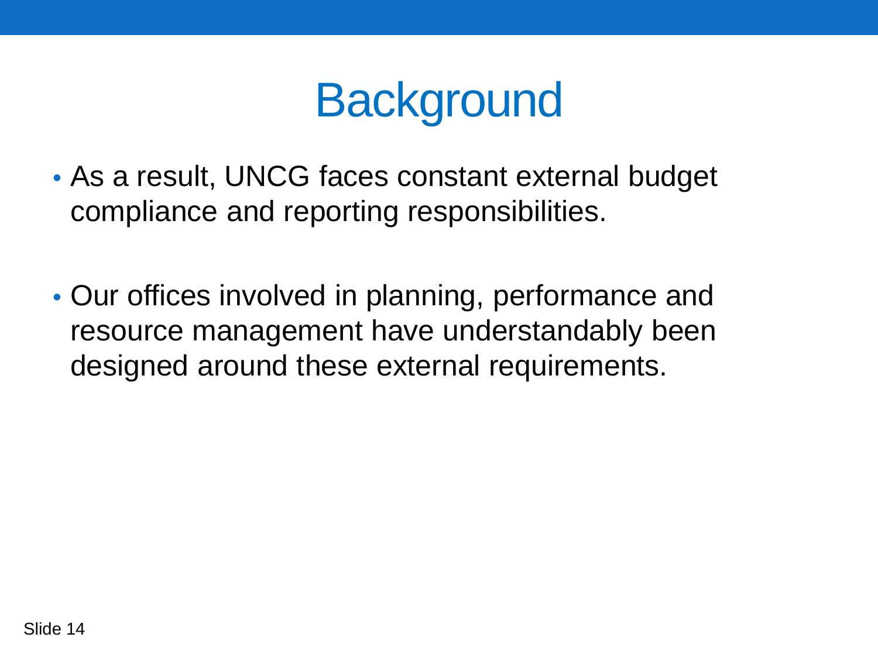# Background

- As a result, UNCG faces constant external budget compliance and reporting responsibilities.

- Our offices involved in planning, performance and resource management have understandably been designed around these external requirements.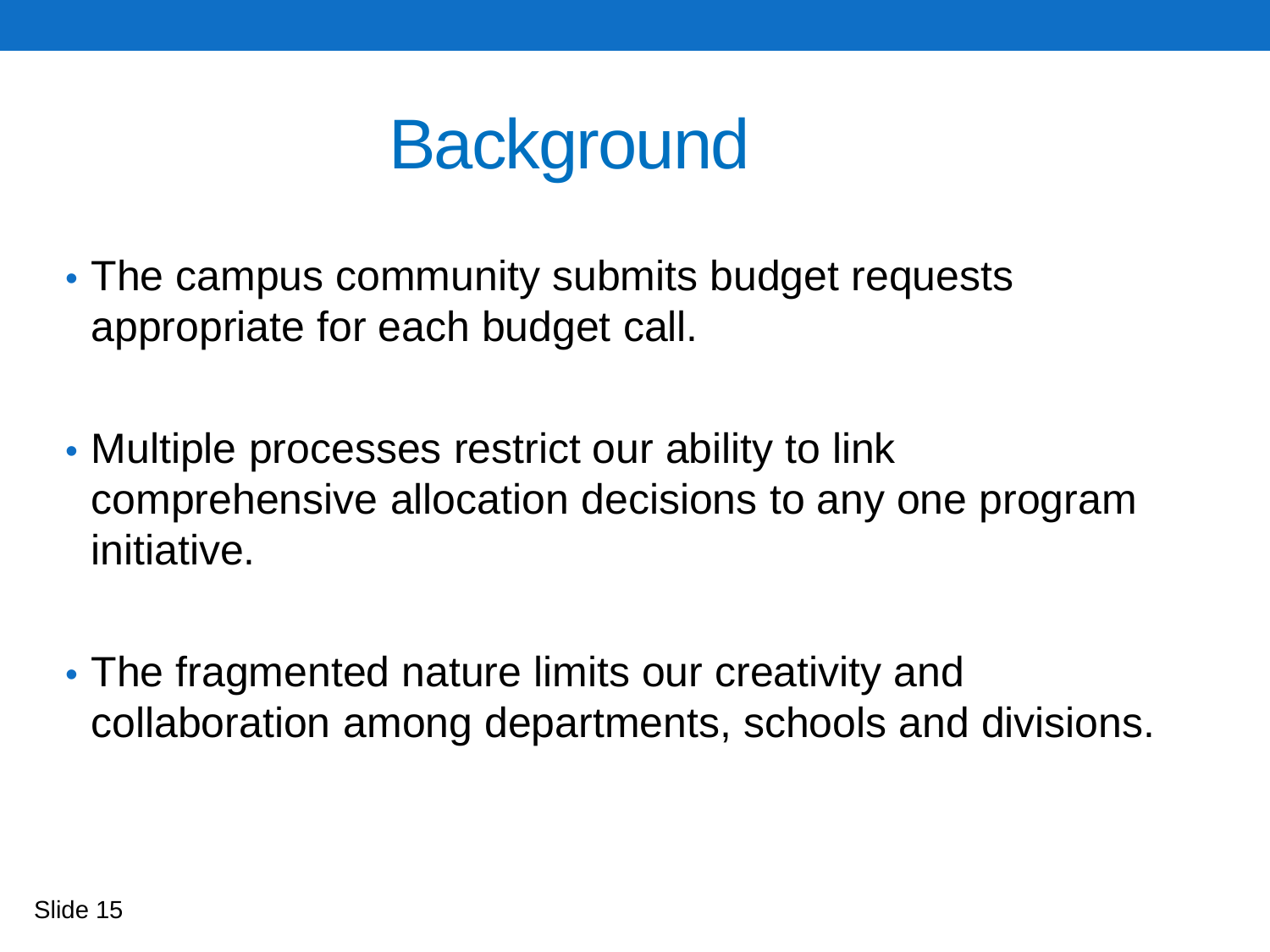# Background

- The campus community submits budget requests appropriate for each budget call.
- Multiple processes restrict our ability to link comprehensive allocation decisions to any one program initiative.
- The fragmented nature limits our creativity and collaboration among departments, schools and divisions.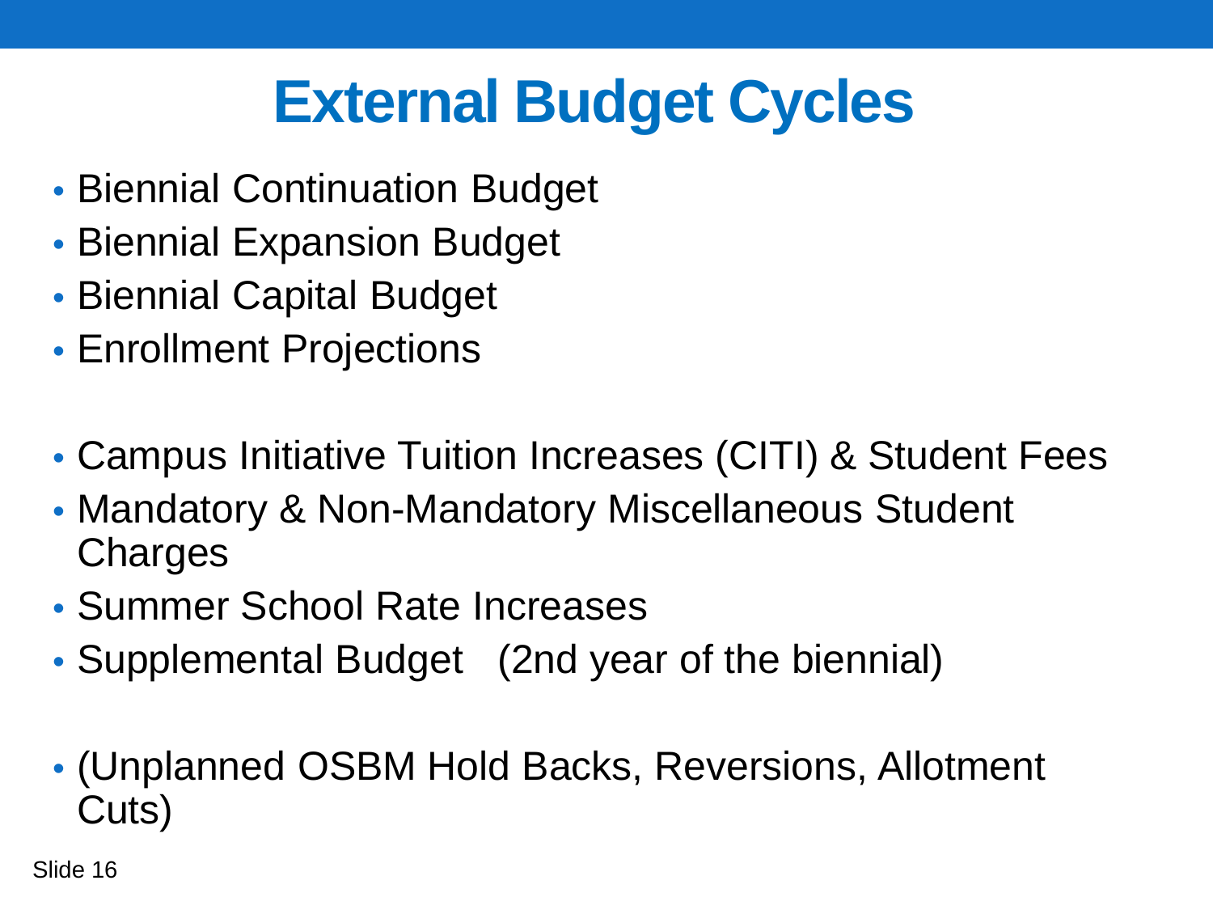# External Budget Cycles

- Biennial Continuation Budget
- Biennial Expansion Budget
- Biennial Capital Budget
- Enrollment Projections

- Campus Initiative Tuition Increases (CITI) & Student Fees
- Mandatory & Non-Mandatory Miscellaneous Student Charges
- Summer School Rate Increases
- Supplemental Budget (2nd year of the biennial)

- (Unplanned OSBM Hold Backs, Reversions, Allotment Cuts)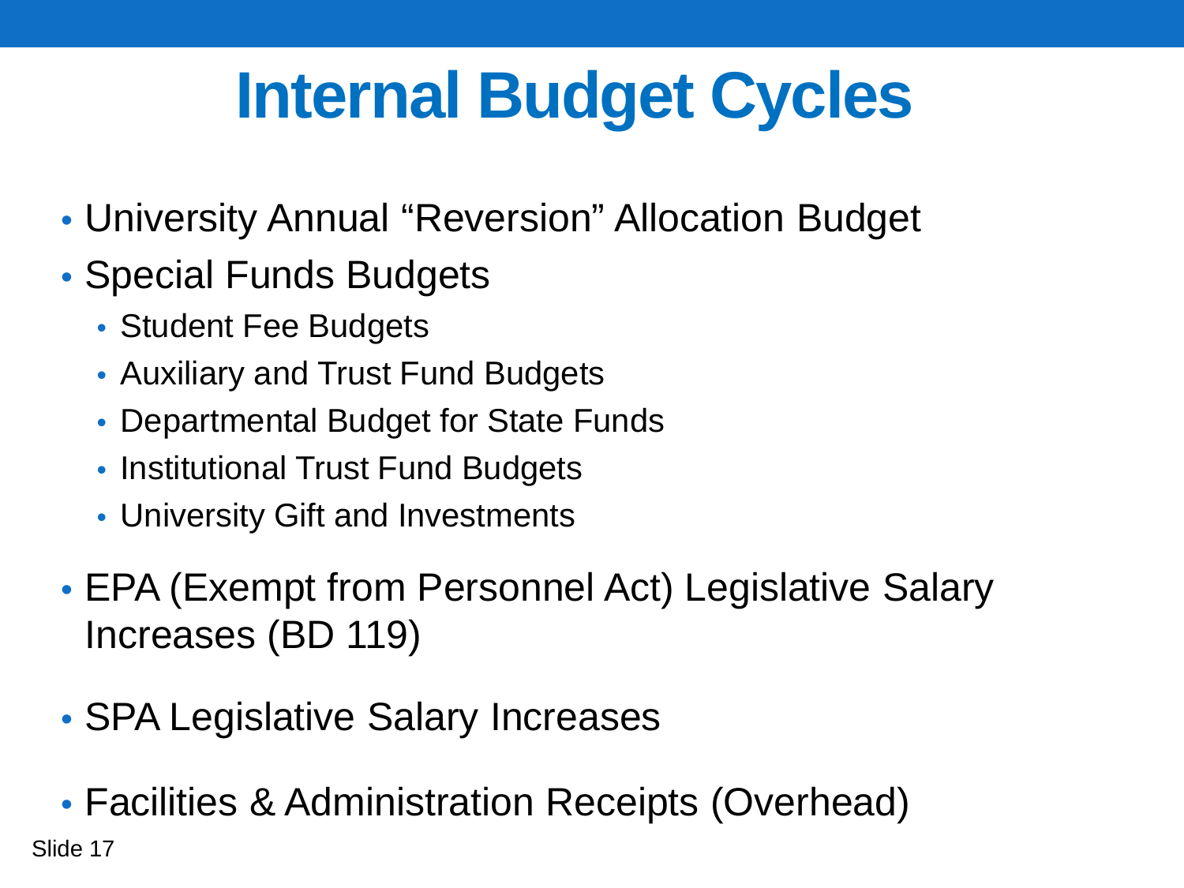# Internal Budget Cycles

- University Annual "Reversion" Allocation Budget
- Special Funds Budgets
  - Student Fee Budgets
  - Auxiliary and Trust Fund Budgets
  - Departmental Budget for State Funds
  - Institutional Trust Fund Budgets
  - University Gift and Investments
- EPA (Exempt from Personnel Act) Legislative Salary Increases (BD 119)
- SPA Legislative Salary Increases
- Facilities & Administration Receipts (Overhead)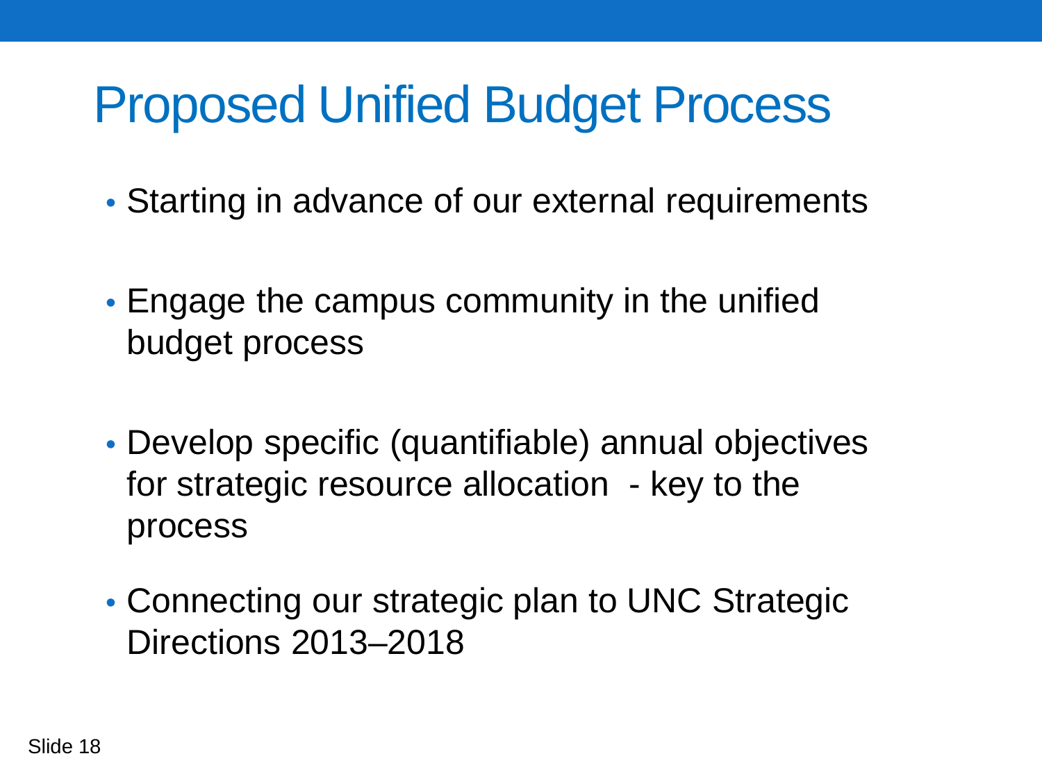# Proposed Unified Budget Process

- Starting in advance of our external requirements
- Engage the campus community in the unified budget process
- Develop specific (quantifiable) annual objectives for strategic resource allocation - key to the process
- Connecting our strategic plan to UNC Strategic Directions 2013–2018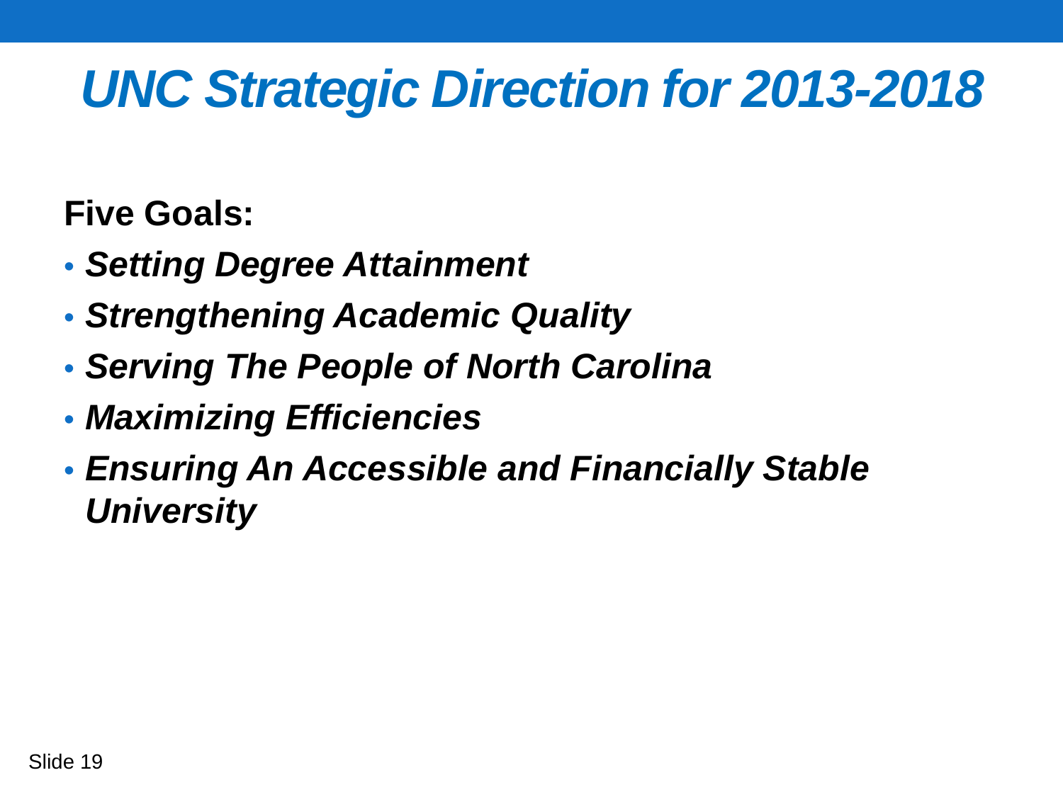# *UNC Strategic Direction for 2013-2018*

**Five Goals:**

- ***Setting Degree Attainment***
- ***Strengthening Academic Quality***
- ***Serving The People of North Carolina***
- ***Maximizing Efficiencies***
- ***Ensuring An Accessible and Financially Stable University***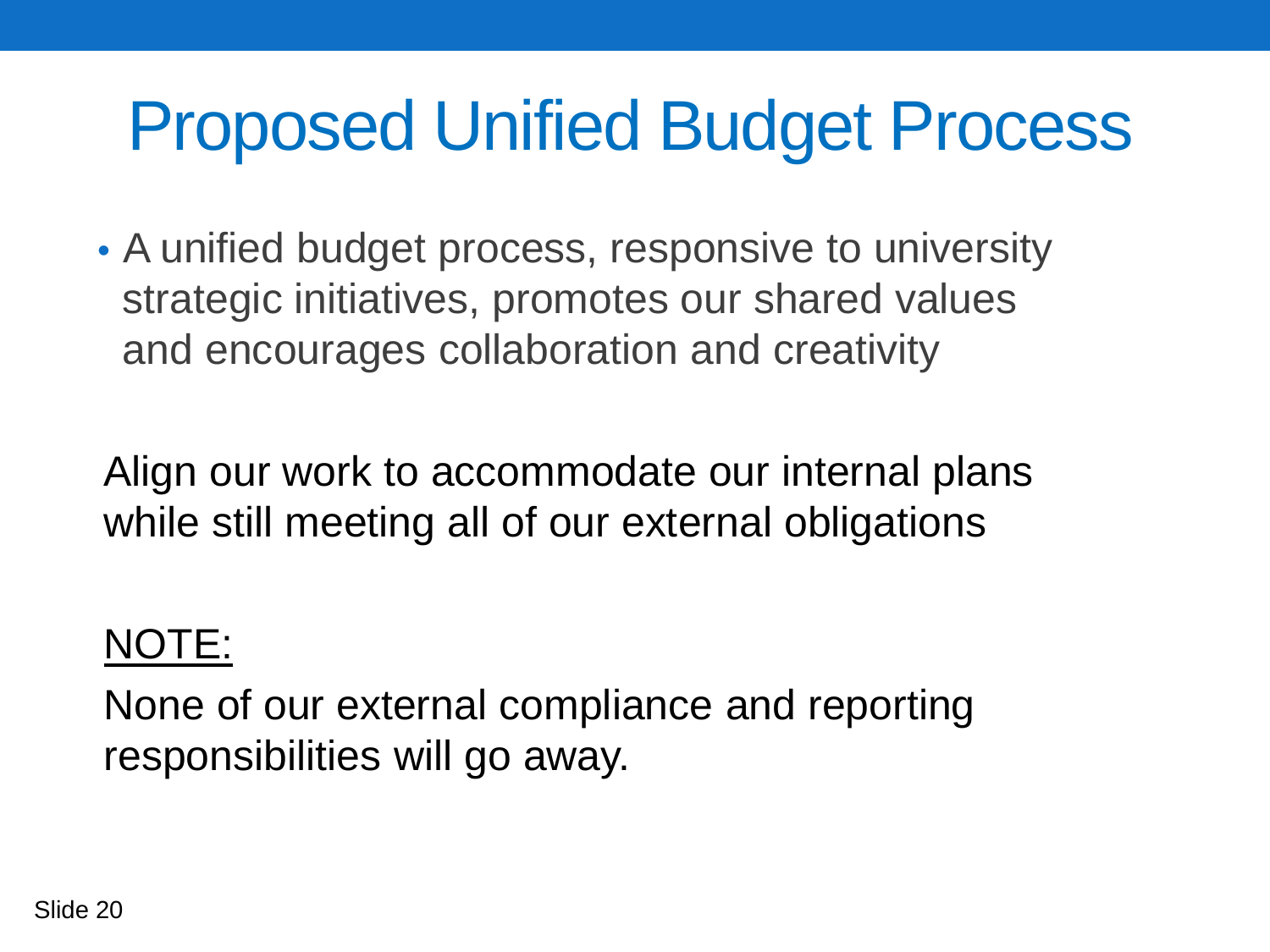# Proposed Unified Budget Process

- A unified budget process, responsive to university strategic initiatives, promotes our shared values and encourages collaboration and creativity

Align our work to accommodate our internal plans while still meeting all of our external obligations

NOTE:

None of our external compliance and reporting responsibilities will go away.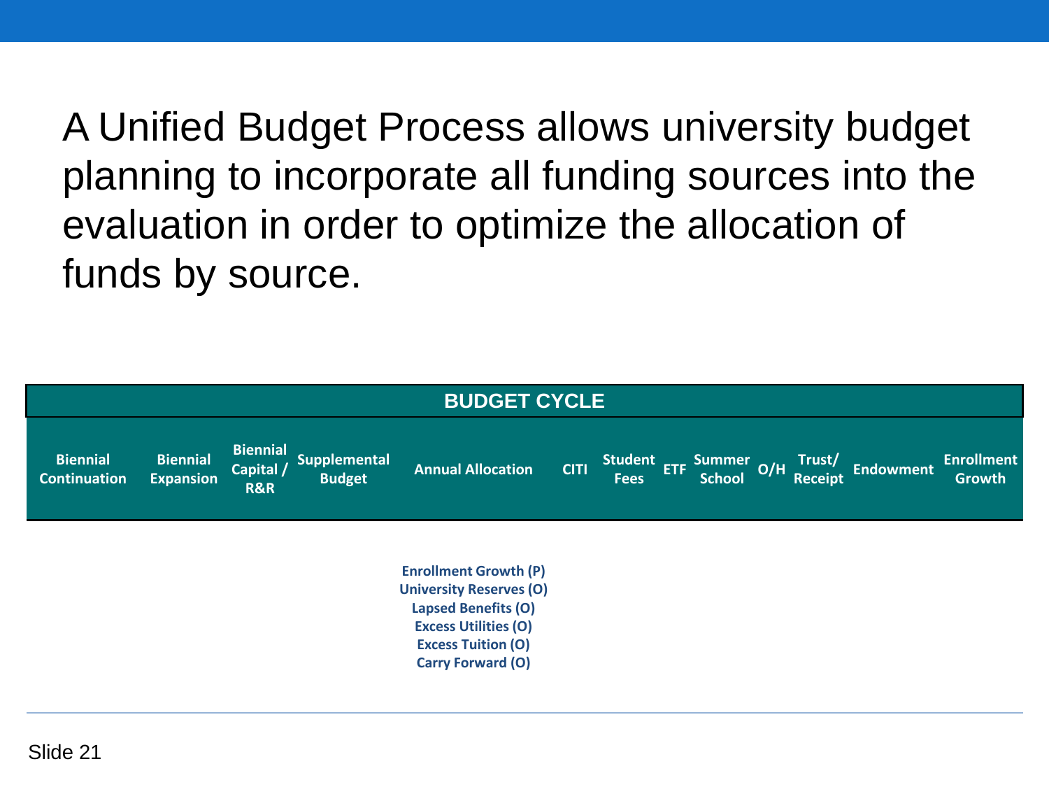A Unified Budget Process allows university budget planning to incorporate all funding sources into the evaluation in order to optimize the allocation of funds by source.

| BUDGET CYCLE | | | | | | | | | | | | | |
|---|---|---|---|---|---|---|---|---|---|---|---|---|---|
| Biennial Continuation | Biennial Expansion | Biennial Capital / R&R | Supplemental Budget | Annual Allocation | CITI | Student Fees | ETF | Summer School | O/H | Trust/ Receipt | Endowment | Enrollment Growth |
| | | | | Enrollment Growth (P)<br>University Reserves (O)<br>Lapsed Benefits (O)<br>Excess Utilities (O)<br>Excess Tuition (O)<br>Carry Forward (O) | | | | | | | | |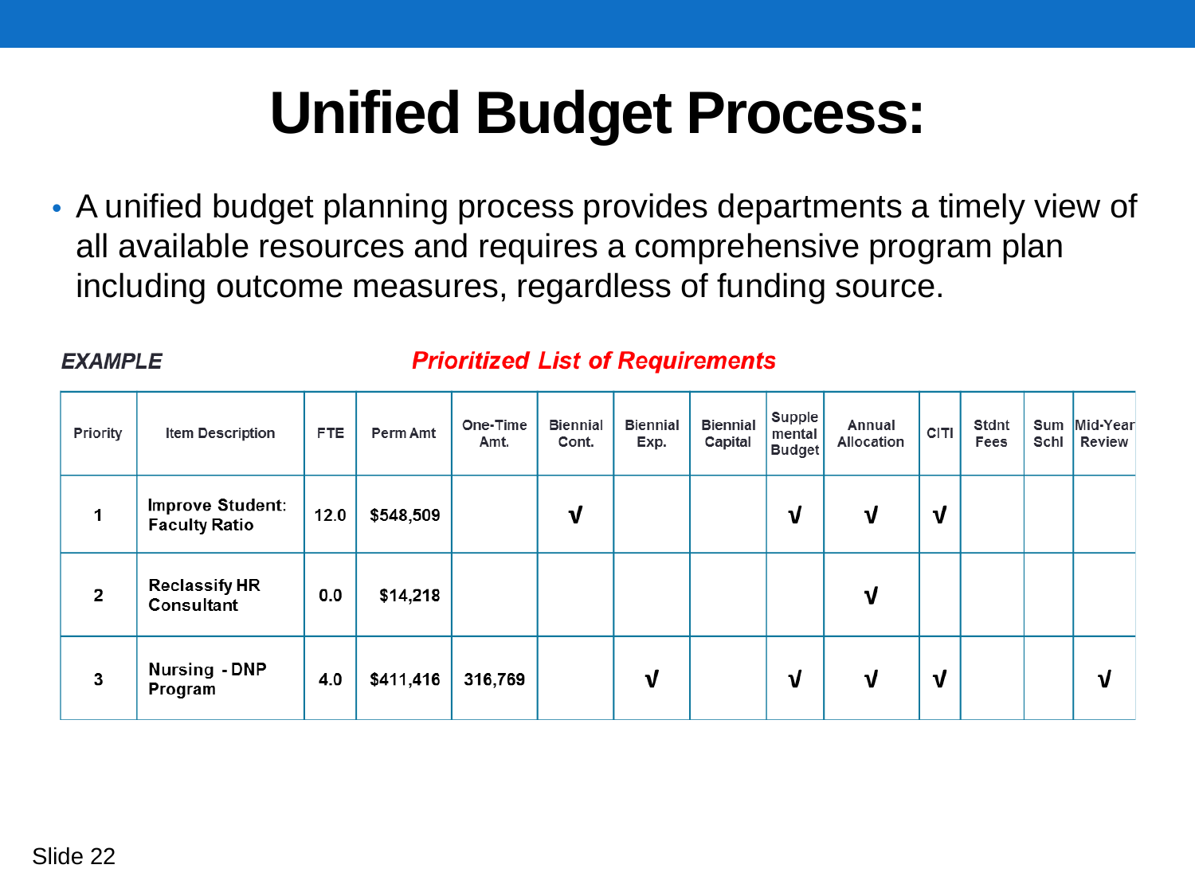# Unified Budget Process:

- A unified budget planning process provides departments a timely view of all available resources and requires a comprehensive program plan including outcome measures, regardless of funding source.

***EXAMPLE*** ***Prioritized List of Requirements***

| Priority | Item Description | FTE | Perm Amt | One-Time Amt. | Biennial Cont. | Biennial Exp. | Biennial Capital | Supplemental Budget | Annual Allocation | CITI | Stdnt Fees | Sum Schl | Mid-Year Review |
|---|---|---|---|---|---|---|---|---|---|---|---|---|---|
| 1 | Improve Student: Faculty Ratio | 12.0 | $548,509 | | √ | | | √ | √ | √ | | | |
| 2 | Reclassify HR Consultant | 0.0 | $14,218 | | | | | | √ | | | | |
| 3 | Nursing - DNP Program | 4.0 | $411,416 | 316,769 | | √ | | √ | √ | √ | | | √ |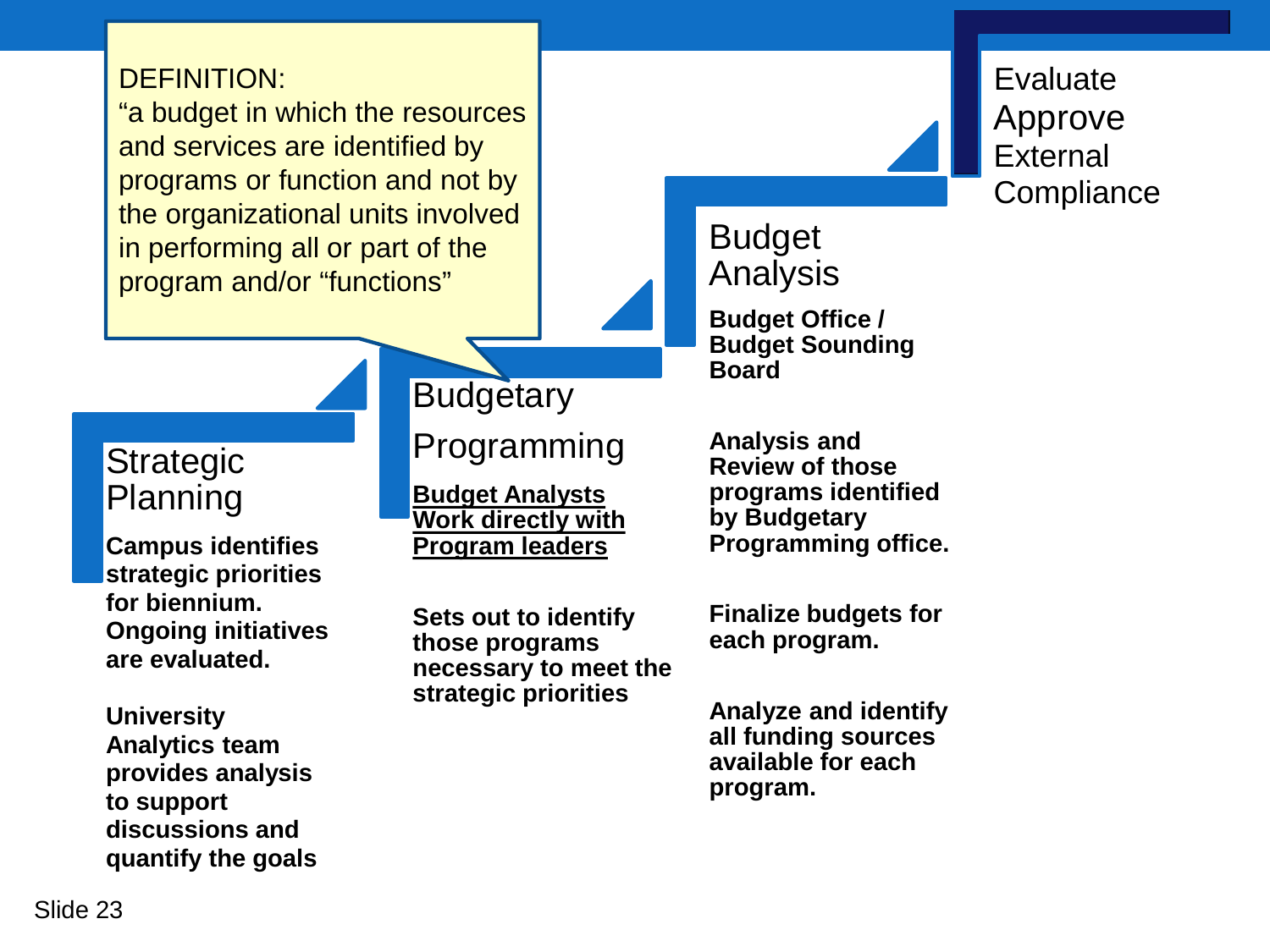DEFINITION:
“a budget in which the resources and services are identified by programs or function and not by the organizational units involved in performing all or part of the program and/or “functions”

## Strategic Planning

**Campus identifies strategic priorities for biennium. Ongoing initiatives are evaluated.**

**University Analytics team provides analysis to support discussions and quantify the goals**

## Budgetary Programming

**<u>Budget Analysts Work directly with Program leaders</u>**

**Sets out to identify those programs necessary to meet the strategic priorities**

## Budget Analysis

**Budget Office / Budget Sounding Board**

**Analysis and Review of those programs identified by Budgetary Programming office.**

**Finalize budgets for each program.**

**Analyze and identify all funding sources available for each program.**

## Evaluate Approve External Compliance

Slide 23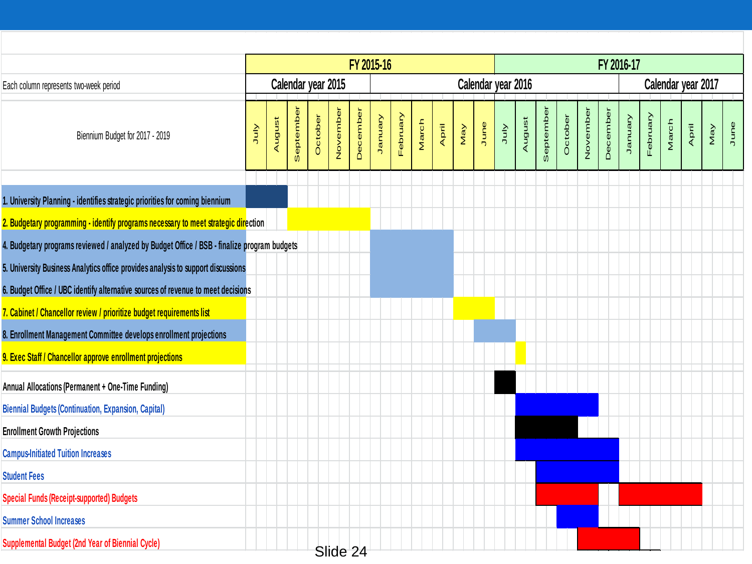| Each column represents two-week period | FY 2015-16 | | | | | | | | | | | | FY 2016-17 | | | | | | | | | | | |
|---|---|---|---|---|---|---|---|---|---|---|---|---|---|---|---|---|---|---|---|---|---|---|---|---|
| | Calendar year 2015 | | | | | | Calendar year 2016 | | | | | | | | | | | | Calendar year 2017 | | | | | |
| Biennium Budget for 2017 - 2019 | July | August | September | October | November | December | January | February | March | April | May | June | July | August | September | October | November | December | January | February | March | April | May | June |
| 1. University Planning - identifies strategic priorities for coming biennium | | | | | | | | | | | | | | | | | | | | | | | | |
| 2. Budgetary programming - identify programs necessary to meet strategic direction | | | | | | | | | | | | | | | | | | | | | | | | |
| 4. Budgetary programs reviewed / analyzed by Budget Office / BSB - finalize program budgets | | | | | | | | | | | | | | | | | | | | | | | | |
| 5. University Business Analytics office provides analysis to support discussions | | | | | | | | | | | | | | | | | | | | | | | | |
| 6. Budget Office / UBC identify alternative sources of revenue to meet decisions | | | | | | | | | | | | | | | | | | | | | | | | |
| 7. Cabinet / Chancellor review / prioritize budget requirements list | | | | | | | | | | | | | | | | | | | | | | | | |
| 8. Enrollment Management Committee develops enrollment projections | | | | | | | | | | | | | | | | | | | | | | | | |
| 9. Exec Staff / Chancellor approve enrollment projections | | | | | | | | | | | | | | | | | | | | | | | | |
| Annual Allocations (Permanent + One-Time Funding) | | | | | | | | | | | | | | | | | | | | | | | | |
| Biennial Budgets (Continuation, Expansion, Capital) | | | | | | | | | | | | | | | | | | | | | | | | |
| Enrollment Growth Projections | | | | | | | | | | | | | | | | | | | | | | | | |
| Campus-Initiated Tuition Increases | | | | | | | | | | | | | | | | | | | | | | | | |
| Student Fees | | | | | | | | | | | | | | | | | | | | | | | | |
| Special Funds (Receipt-supported) Budgets | | | | | | | | | | | | | | | | | | | | | | | | |
| Summer School Increases | | | | | | | | | | | | | | | | | | | | | | | | |
| Supplemental Budget (2nd Year of Biennial Cycle) | | | | | | | | | | | | | | | | | | | | | | | | |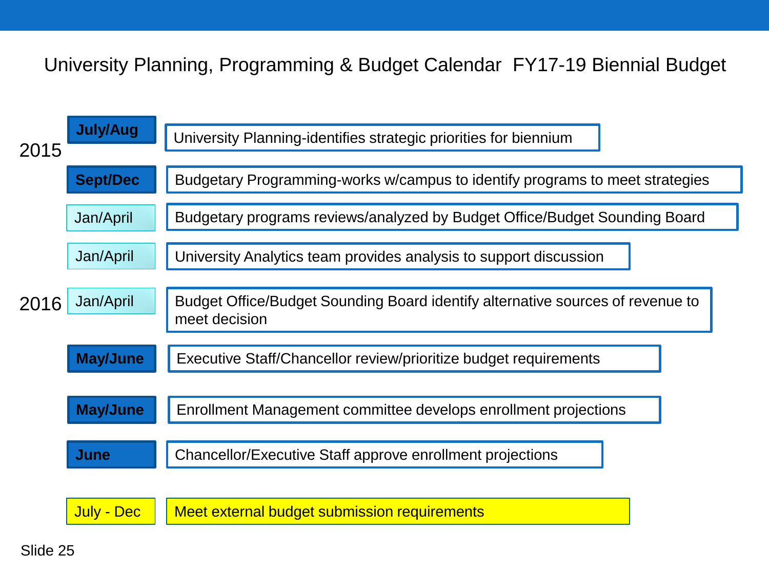# University Planning, Programming & Budget Calendar FY17-19 Biennial Budget

| Year | Period | Activity |
| --- | --- | --- |
| 2015 | **July/Aug** | University Planning-identifies strategic priorities for biennium |
| | **Sept/Dec** | Budgetary Programming-works w/campus to identify programs to meet strategies |
| 2016 | Jan/April | Budgetary programs reviews/analyzed by Budget Office/Budget Sounding Board |
| | Jan/April | University Analytics team provides analysis to support discussion |
| | Jan/April | Budget Office/Budget Sounding Board identify alternative sources of revenue to meet decision |
| | **May/June** | Executive Staff/Chancellor review/prioritize budget requirements |
| | **May/June** | Enrollment Management committee develops enrollment projections |
| | **June** | Chancellor/Executive Staff approve enrollment projections |
| | July - Dec | Meet external budget submission requirements |

Slide 25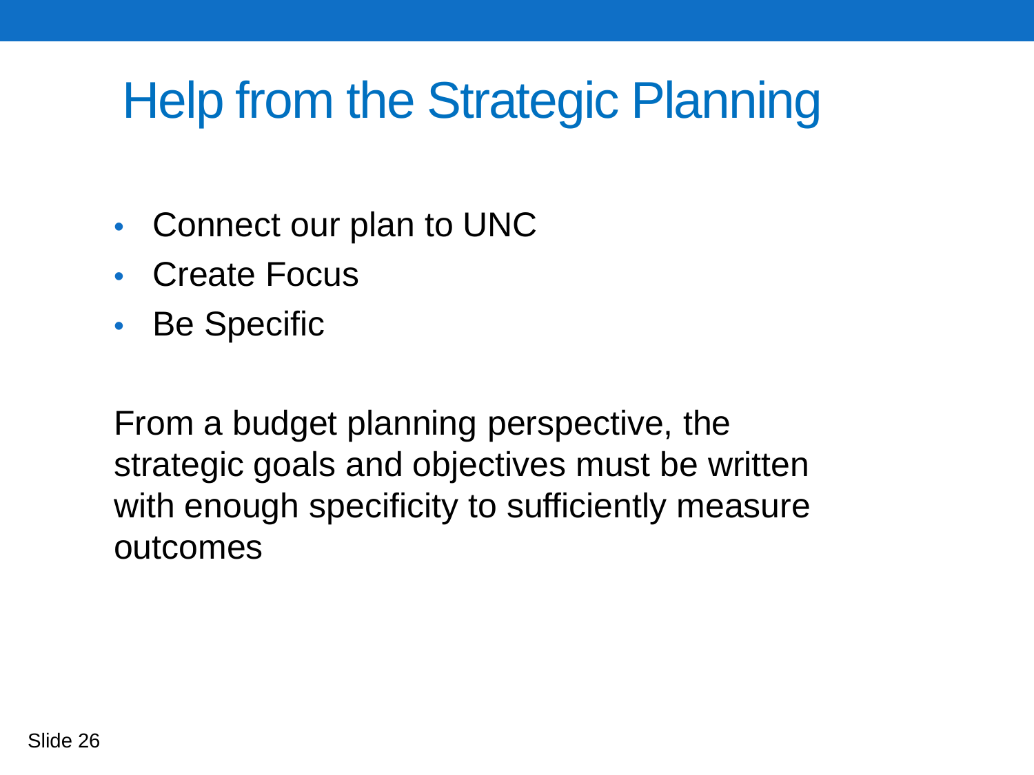# Help from the Strategic Planning

- Connect our plan to UNC
- Create Focus
- Be Specific

From a budget planning perspective, the strategic goals and objectives must be written with enough specificity to sufficiently measure outcomes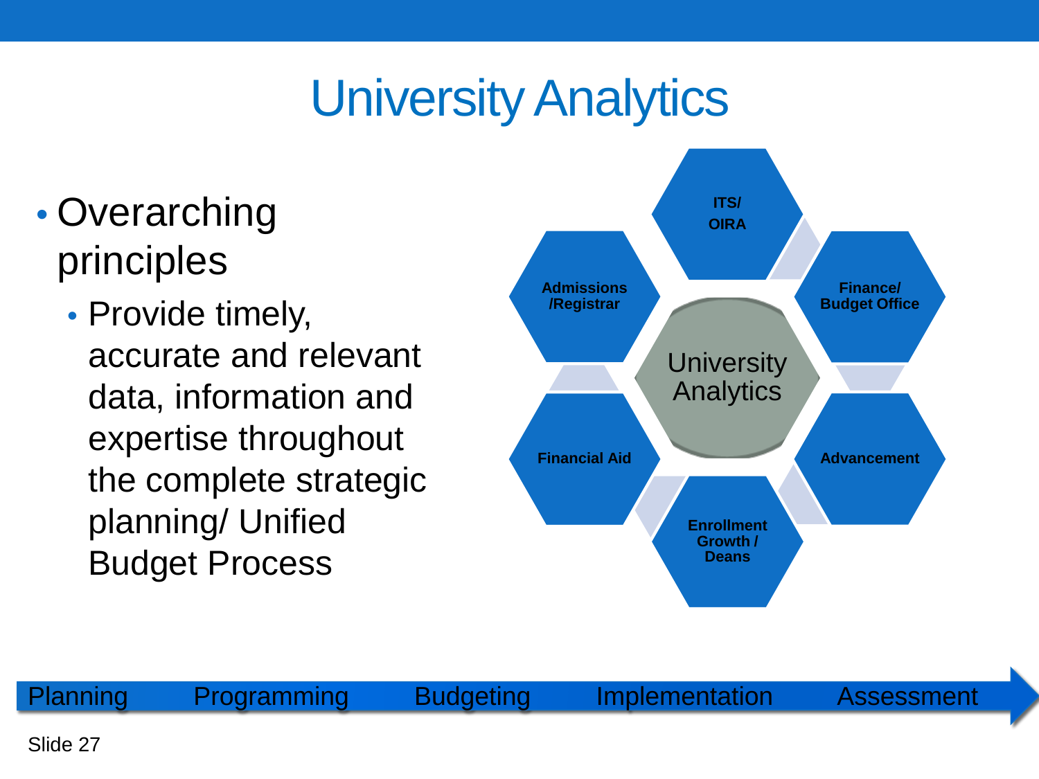# University Analytics

- Overarching principles
  - Provide timely, accurate and relevant data, information and expertise throughout the complete strategic planning/ Unified Budget Process

University Analytics

ITS/ OIRA

Finance/ Budget Office

Advancement

Enrollment Growth / Deans

Financial Aid

Admissions /Registrar

Planning → Programming → Budgeting → Implementation → Assessment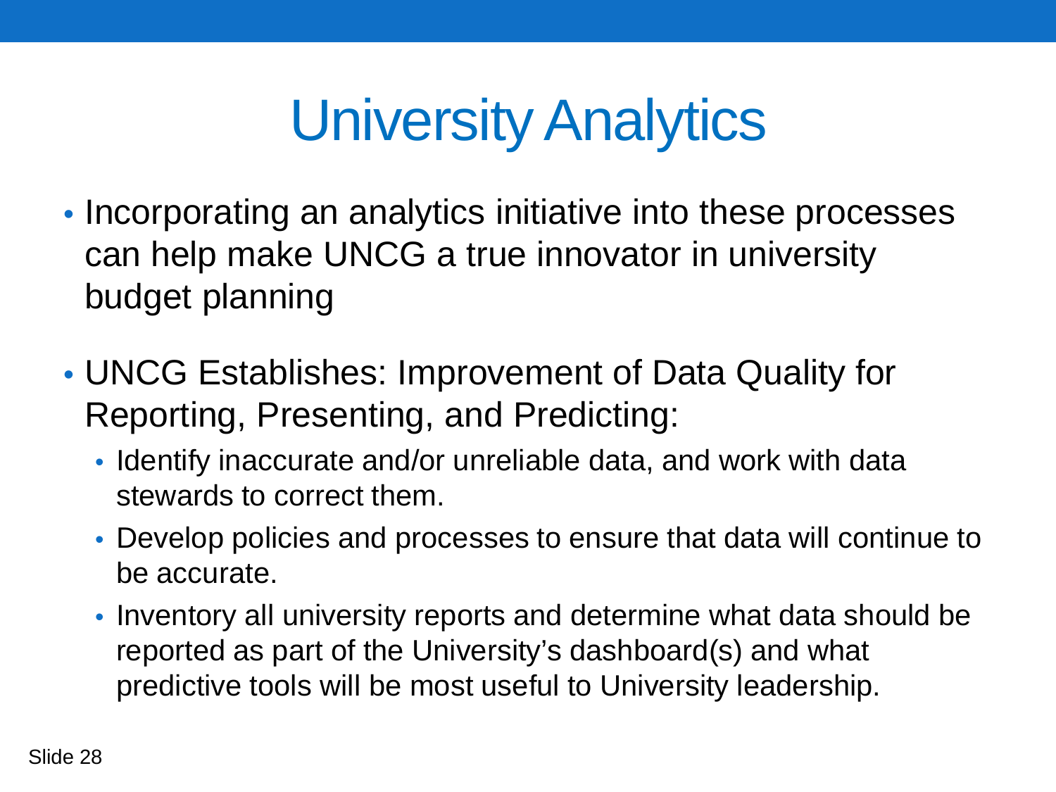# University Analytics

- Incorporating an analytics initiative into these processes can help make UNCG a true innovator in university budget planning

- UNCG Establishes: Improvement of Data Quality for Reporting, Presenting, and Predicting:
  - Identify inaccurate and/or unreliable data, and work with data stewards to correct them.
  - Develop policies and processes to ensure that data will continue to be accurate.
  - Inventory all university reports and determine what data should be reported as part of the University's dashboard(s) and what predictive tools will be most useful to University leadership.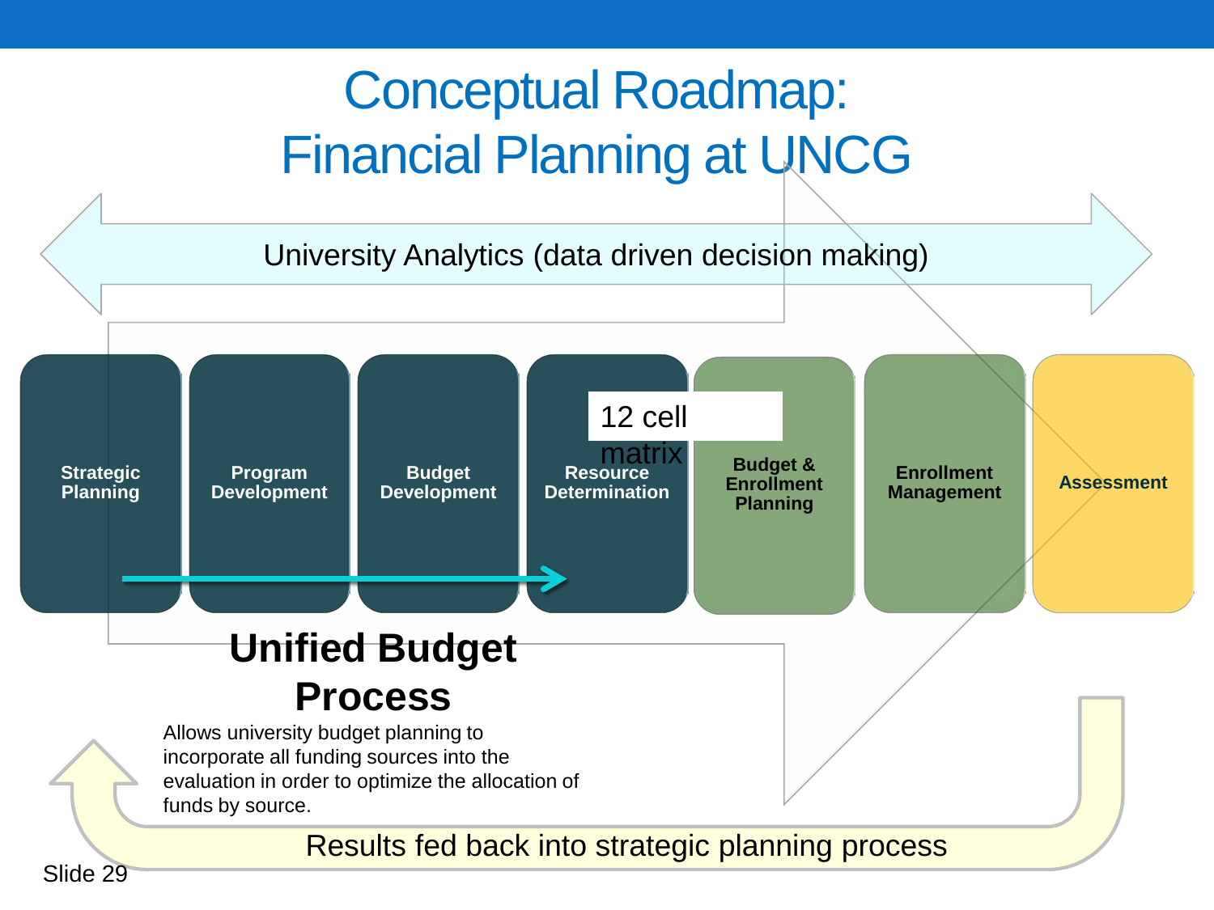# Conceptual Roadmap: Financial Planning at UNCG

University Analytics (data driven decision making)

- Strategic Planning
- Program Development
- Budget Development
- Resource Determination
- Budget & Enrollment Planning
- Enrollment Management
- Assessment

12 cell matrix

## Unified Budget Process

Allows university budget planning to incorporate all funding sources into the evaluation in order to optimize the allocation of funds by source.

Results fed back into strategic planning process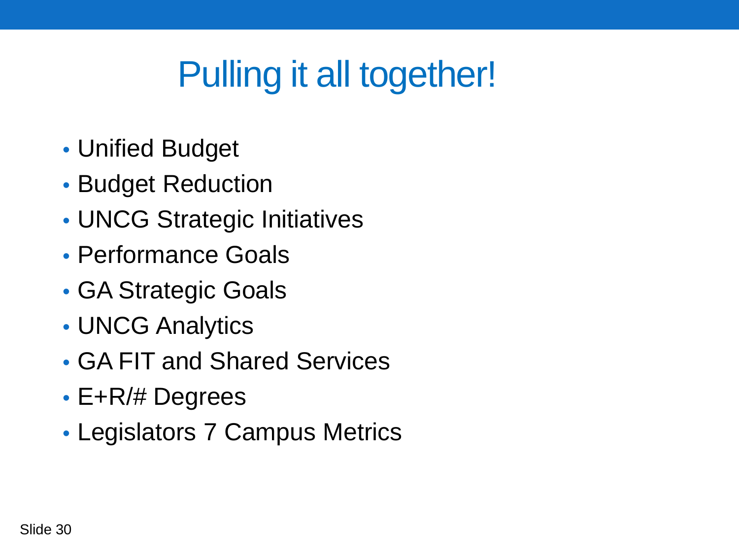# Pulling it all together!

- Unified Budget
- Budget Reduction
- UNCG Strategic Initiatives
- Performance Goals
- GA Strategic Goals
- UNCG Analytics
- GA FIT and Shared Services
- E+R/# Degrees
- Legislators 7 Campus Metrics